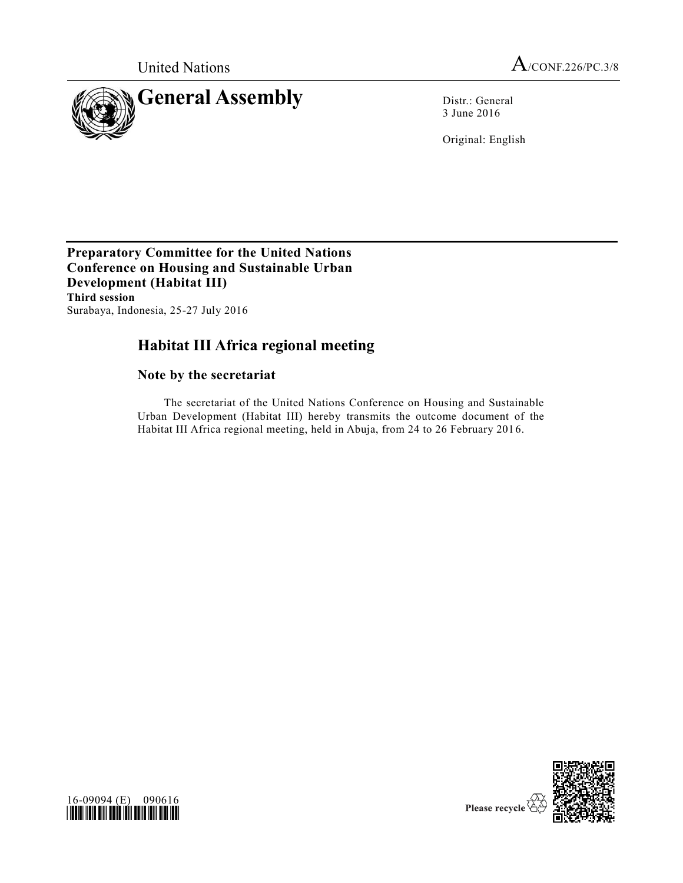United Nations A/CONF.226/PC.3/8

# General Assembly

Distr.: General
3 June 2016

Original: English

**Preparatory Committee for the United Nations Conference on Housing and Sustainable Urban Development (Habitat III)**
**Third session**
Surabaya, Indonesia, 25-27 July 2016

## Habitat III Africa regional meeting

### Note by the secretariat

The secretariat of the United Nations Conference on Housing and Sustainable Urban Development (Habitat III) hereby transmits the outcome document of the Habitat III Africa regional meeting, held in Abuja, from 24 to 26 February 2016.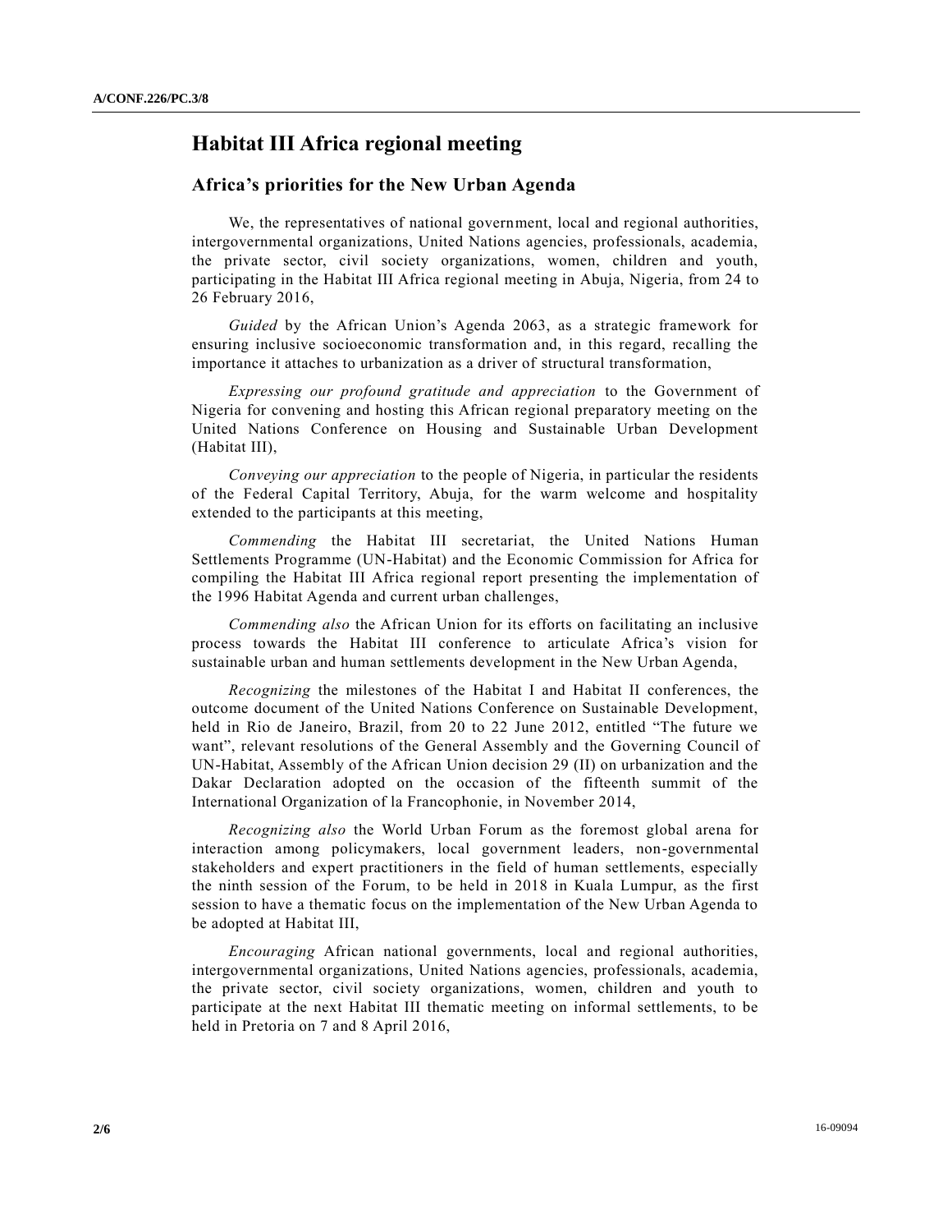# Habitat III Africa regional meeting

## Africa's priorities for the New Urban Agenda

We, the representatives of national government, local and regional authorities, intergovernmental organizations, United Nations agencies, professionals, academia, the private sector, civil society organizations, women, children and youth, participating in the Habitat III Africa regional meeting in Abuja, Nigeria, from 24 to 26 February 2016,

*Guided* by the African Union's Agenda 2063, as a strategic framework for ensuring inclusive socioeconomic transformation and, in this regard, recalling the importance it attaches to urbanization as a driver of structural transformation,

*Expressing our profound gratitude and appreciation* to the Government of Nigeria for convening and hosting this African regional preparatory meeting on the United Nations Conference on Housing and Sustainable Urban Development (Habitat III),

*Conveying our appreciation* to the people of Nigeria, in particular the residents of the Federal Capital Territory, Abuja, for the warm welcome and hospitality extended to the participants at this meeting,

*Commending* the Habitat III secretariat, the United Nations Human Settlements Programme (UN-Habitat) and the Economic Commission for Africa for compiling the Habitat III Africa regional report presenting the implementation of the 1996 Habitat Agenda and current urban challenges,

*Commending also* the African Union for its efforts on facilitating an inclusive process towards the Habitat III conference to articulate Africa's vision for sustainable urban and human settlements development in the New Urban Agenda,

*Recognizing* the milestones of the Habitat I and Habitat II conferences, the outcome document of the United Nations Conference on Sustainable Development, held in Rio de Janeiro, Brazil, from 20 to 22 June 2012, entitled "The future we want", relevant resolutions of the General Assembly and the Governing Council of UN-Habitat, Assembly of the African Union decision 29 (II) on urbanization and the Dakar Declaration adopted on the occasion of the fifteenth summit of the International Organization of la Francophonie, in November 2014,

*Recognizing also* the World Urban Forum as the foremost global arena for interaction among policymakers, local government leaders, non-governmental stakeholders and expert practitioners in the field of human settlements, especially the ninth session of the Forum, to be held in 2018 in Kuala Lumpur, as the first session to have a thematic focus on the implementation of the New Urban Agenda to be adopted at Habitat III,

*Encouraging* African national governments, local and regional authorities, intergovernmental organizations, United Nations agencies, professionals, academia, the private sector, civil society organizations, women, children and youth to participate at the next Habitat III thematic meeting on informal settlements, to be held in Pretoria on 7 and 8 April 2016,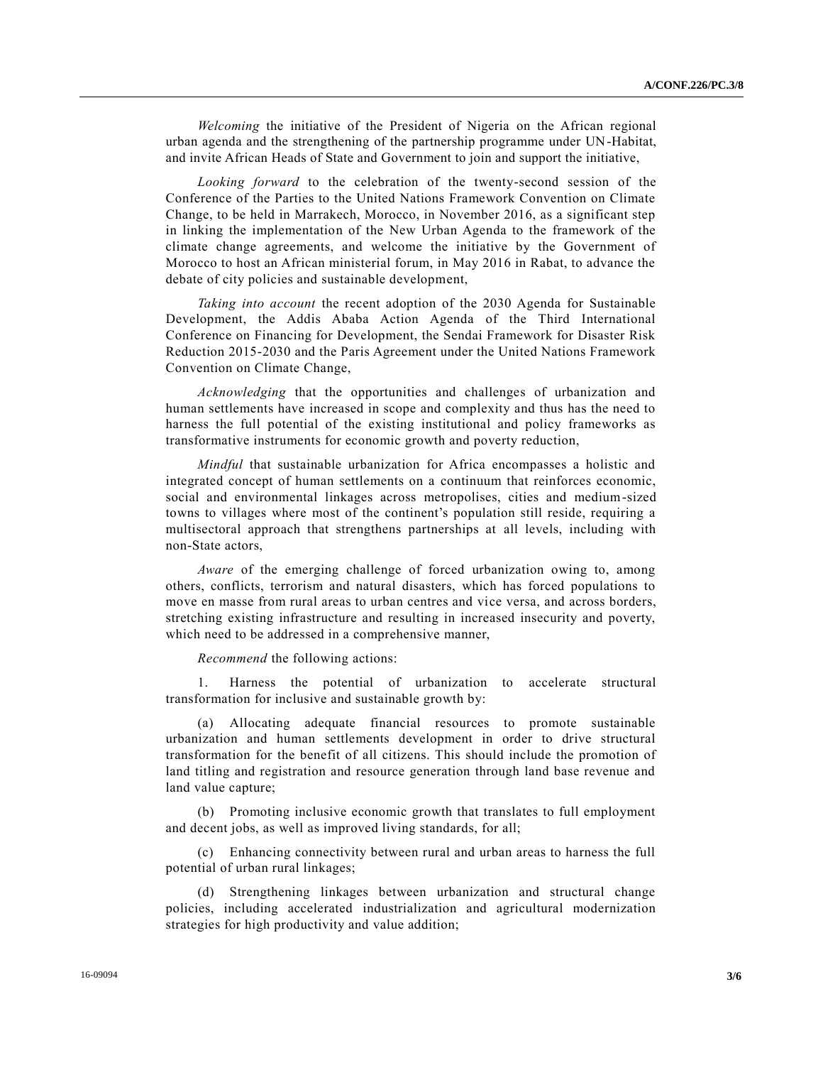*Welcoming* the initiative of the President of Nigeria on the African regional urban agenda and the strengthening of the partnership programme under UN-Habitat, and invite African Heads of State and Government to join and support the initiative,

*Looking forward* to the celebration of the twenty-second session of the Conference of the Parties to the United Nations Framework Convention on Climate Change, to be held in Marrakech, Morocco, in November 2016, as a significant step in linking the implementation of the New Urban Agenda to the framework of the climate change agreements, and welcome the initiative by the Government of Morocco to host an African ministerial forum, in May 2016 in Rabat, to advance the debate of city policies and sustainable development,

*Taking into account* the recent adoption of the 2030 Agenda for Sustainable Development, the Addis Ababa Action Agenda of the Third International Conference on Financing for Development, the Sendai Framework for Disaster Risk Reduction 2015-2030 and the Paris Agreement under the United Nations Framework Convention on Climate Change,

*Acknowledging* that the opportunities and challenges of urbanization and human settlements have increased in scope and complexity and thus has the need to harness the full potential of the existing institutional and policy frameworks as transformative instruments for economic growth and poverty reduction,

*Mindful* that sustainable urbanization for Africa encompasses a holistic and integrated concept of human settlements on a continuum that reinforces economic, social and environmental linkages across metropolises, cities and medium-sized towns to villages where most of the continent's population still reside, requiring a multisectoral approach that strengthens partnerships at all levels, including with non-State actors,

*Aware* of the emerging challenge of forced urbanization owing to, among others, conflicts, terrorism and natural disasters, which has forced populations to move en masse from rural areas to urban centres and vice versa, and across borders, stretching existing infrastructure and resulting in increased insecurity and poverty, which need to be addressed in a comprehensive manner,

*Recommend* the following actions:

1. Harness the potential of urbanization to accelerate structural transformation for inclusive and sustainable growth by:

(a) Allocating adequate financial resources to promote sustainable urbanization and human settlements development in order to drive structural transformation for the benefit of all citizens. This should include the promotion of land titling and registration and resource generation through land base revenue and land value capture;

(b) Promoting inclusive economic growth that translates to full employment and decent jobs, as well as improved living standards, for all;

(c) Enhancing connectivity between rural and urban areas to harness the full potential of urban rural linkages;

(d) Strengthening linkages between urbanization and structural change policies, including accelerated industrialization and agricultural modernization strategies for high productivity and value addition;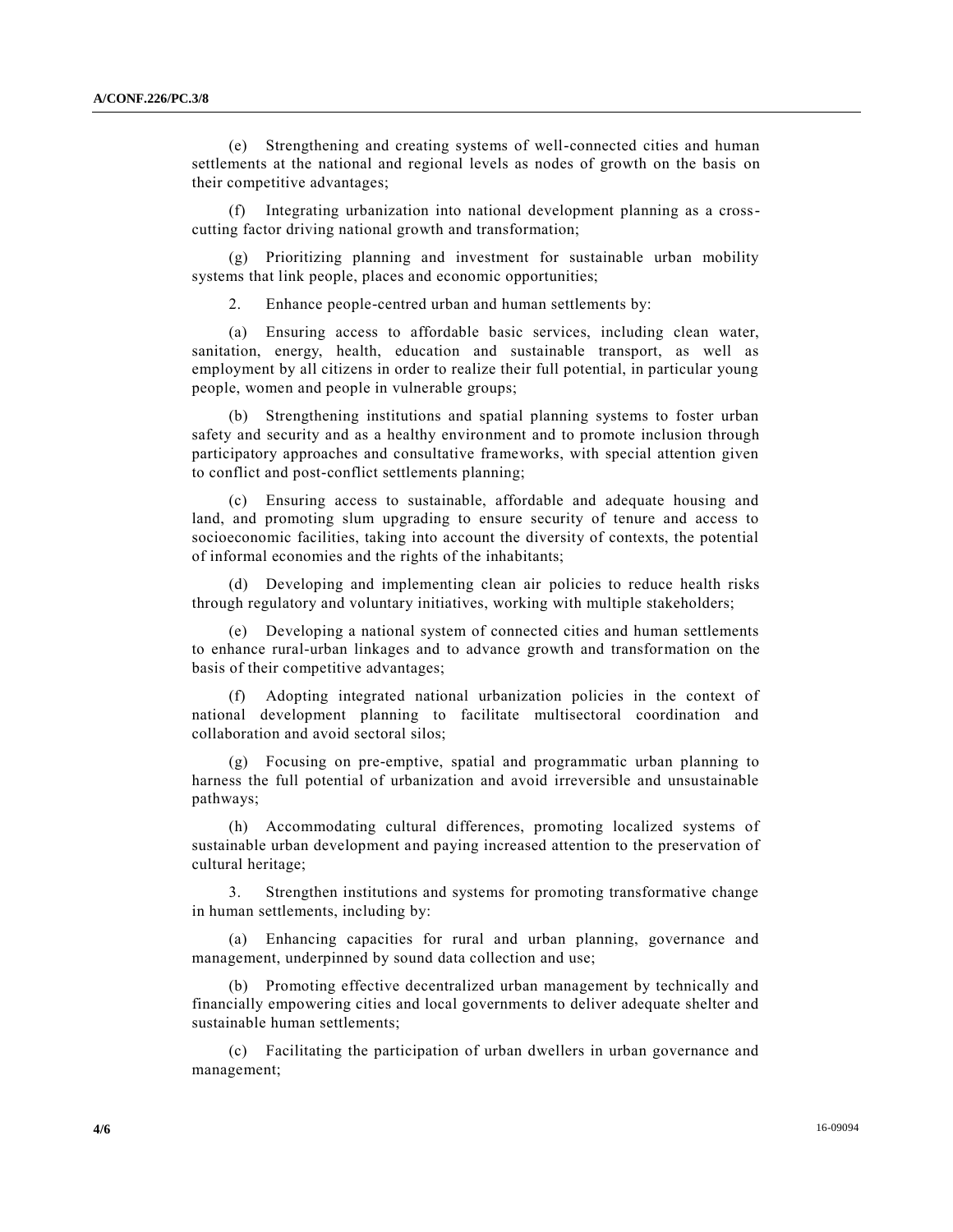(e) Strengthening and creating systems of well-connected cities and human settlements at the national and regional levels as nodes of growth on the basis on their competitive advantages;

(f) Integrating urbanization into national development planning as a cross-cutting factor driving national growth and transformation;

(g) Prioritizing planning and investment for sustainable urban mobility systems that link people, places and economic opportunities;

2. Enhance people-centred urban and human settlements by:

(a) Ensuring access to affordable basic services, including clean water, sanitation, energy, health, education and sustainable transport, as well as employment by all citizens in order to realize their full potential, in particular young people, women and people in vulnerable groups;

(b) Strengthening institutions and spatial planning systems to foster urban safety and security and as a healthy environment and to promote inclusion through participatory approaches and consultative frameworks, with special attention given to conflict and post-conflict settlements planning;

(c) Ensuring access to sustainable, affordable and adequate housing and land, and promoting slum upgrading to ensure security of tenure and access to socioeconomic facilities, taking into account the diversity of contexts, the potential of informal economies and the rights of the inhabitants;

(d) Developing and implementing clean air policies to reduce health risks through regulatory and voluntary initiatives, working with multiple stakeholders;

(e) Developing a national system of connected cities and human settlements to enhance rural-urban linkages and to advance growth and transformation on the basis of their competitive advantages;

(f) Adopting integrated national urbanization policies in the context of national development planning to facilitate multisectoral coordination and collaboration and avoid sectoral silos;

(g) Focusing on pre-emptive, spatial and programmatic urban planning to harness the full potential of urbanization and avoid irreversible and unsustainable pathways;

(h) Accommodating cultural differences, promoting localized systems of sustainable urban development and paying increased attention to the preservation of cultural heritage;

3. Strengthen institutions and systems for promoting transformative change in human settlements, including by:

(a) Enhancing capacities for rural and urban planning, governance and management, underpinned by sound data collection and use;

(b) Promoting effective decentralized urban management by technically and financially empowering cities and local governments to deliver adequate shelter and sustainable human settlements;

(c) Facilitating the participation of urban dwellers in urban governance and management;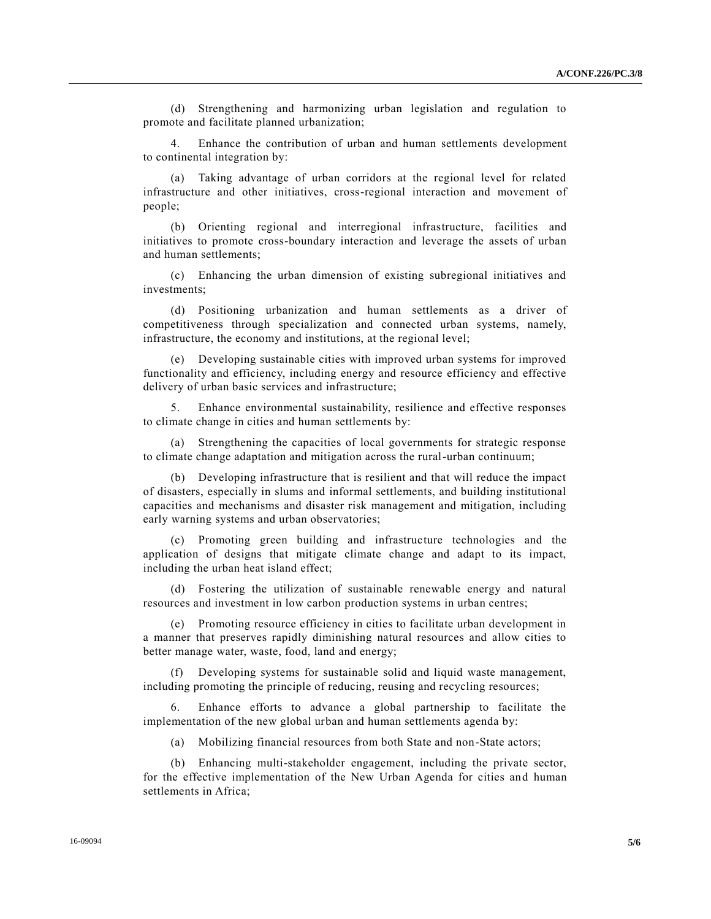(d) Strengthening and harmonizing urban legislation and regulation to promote and facilitate planned urbanization;

4. Enhance the contribution of urban and human settlements development to continental integration by:

(a) Taking advantage of urban corridors at the regional level for related infrastructure and other initiatives, cross-regional interaction and movement of people;

(b) Orienting regional and interregional infrastructure, facilities and initiatives to promote cross-boundary interaction and leverage the assets of urban and human settlements;

(c) Enhancing the urban dimension of existing subregional initiatives and investments;

(d) Positioning urbanization and human settlements as a driver of competitiveness through specialization and connected urban systems, namely, infrastructure, the economy and institutions, at the regional level;

(e) Developing sustainable cities with improved urban systems for improved functionality and efficiency, including energy and resource efficiency and effective delivery of urban basic services and infrastructure;

5. Enhance environmental sustainability, resilience and effective responses to climate change in cities and human settlements by:

(a) Strengthening the capacities of local governments for strategic response to climate change adaptation and mitigation across the rural-urban continuum;

(b) Developing infrastructure that is resilient and that will reduce the impact of disasters, especially in slums and informal settlements, and building institutional capacities and mechanisms and disaster risk management and mitigation, including early warning systems and urban observatories;

(c) Promoting green building and infrastructure technologies and the application of designs that mitigate climate change and adapt to its impact, including the urban heat island effect;

(d) Fostering the utilization of sustainable renewable energy and natural resources and investment in low carbon production systems in urban centres;

(e) Promoting resource efficiency in cities to facilitate urban development in a manner that preserves rapidly diminishing natural resources and allow cities to better manage water, waste, food, land and energy;

(f) Developing systems for sustainable solid and liquid waste management, including promoting the principle of reducing, reusing and recycling resources;

6. Enhance efforts to advance a global partnership to facilitate the implementation of the new global urban and human settlements agenda by:

(a) Mobilizing financial resources from both State and non-State actors;

(b) Enhancing multi-stakeholder engagement, including the private sector, for the effective implementation of the New Urban Agenda for cities and human settlements in Africa;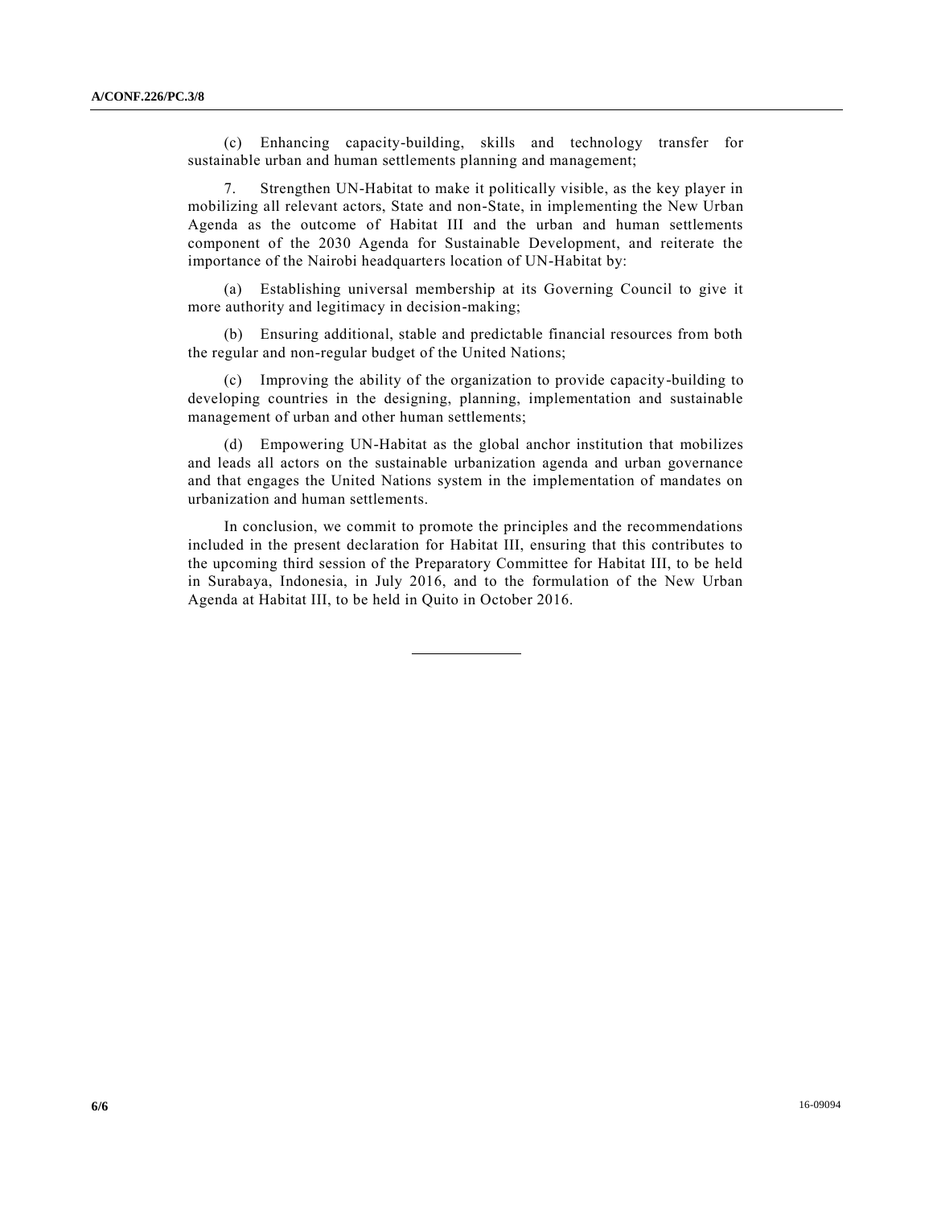(c) Enhancing capacity-building, skills and technology transfer for sustainable urban and human settlements planning and management;

7. Strengthen UN-Habitat to make it politically visible, as the key player in mobilizing all relevant actors, State and non-State, in implementing the New Urban Agenda as the outcome of Habitat III and the urban and human settlements component of the 2030 Agenda for Sustainable Development, and reiterate the importance of the Nairobi headquarters location of UN-Habitat by:

(a) Establishing universal membership at its Governing Council to give it more authority and legitimacy in decision-making;

(b) Ensuring additional, stable and predictable financial resources from both the regular and non-regular budget of the United Nations;

(c) Improving the ability of the organization to provide capacity-building to developing countries in the designing, planning, implementation and sustainable management of urban and other human settlements;

(d) Empowering UN-Habitat as the global anchor institution that mobilizes and leads all actors on the sustainable urbanization agenda and urban governance and that engages the United Nations system in the implementation of mandates on urbanization and human settlements.

In conclusion, we commit to promote the principles and the recommendations included in the present declaration for Habitat III, ensuring that this contributes to the upcoming third session of the Preparatory Committee for Habitat III, to be held in Surabaya, Indonesia, in July 2016, and to the formulation of the New Urban Agenda at Habitat III, to be held in Quito in October 2016.